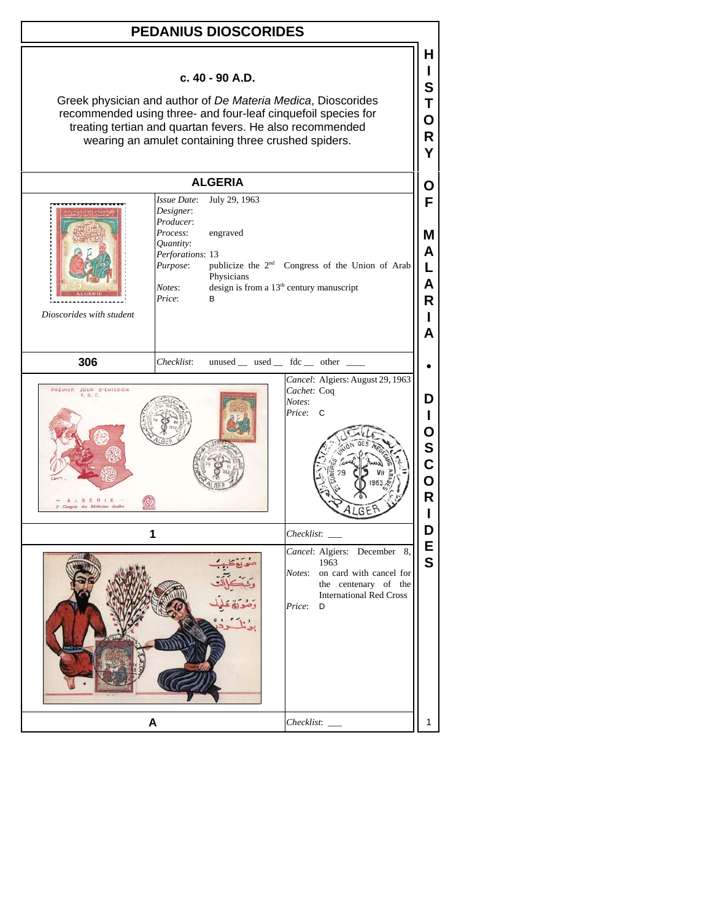# PEDANIUS DIOSCORIDES

**c. 40 - 90 A.D.**

Greek physician and author of *De Materia Medica*, Dioscorides recommended using three- and four-leaf cinquefoil species for treating tertian and quartan fevers. He also recommended wearing an amulet containing three crushed spiders.

## ALGERIA

*Dioscorides with student*

*Issue Date*: July 29, 1963
*Designer*:
*Producer*:
*Process*: engraved
*Quantity*:
*Perforations*: 13
*Purpose*: publicize the 2nd Congress of the Union of Arab Physicians
*Notes*: design is from a 13th century manuscript
*Price*: B

**306**

*Checklist*: unused __ used __ fdc __ other ____

*Cancel*: Algiers: August 29, 1963
*Cachet*: Coq
*Notes*:
*Price*: C

**1**

*Checklist*: ___

*Cancel*: Algiers: December 8, 1963
*Notes*: on card with cancel for the centenary of the International Red Cross
*Price*: D

**A**

*Checklist*: ___

HISTORY OF MALARIA • DIOSCORIDES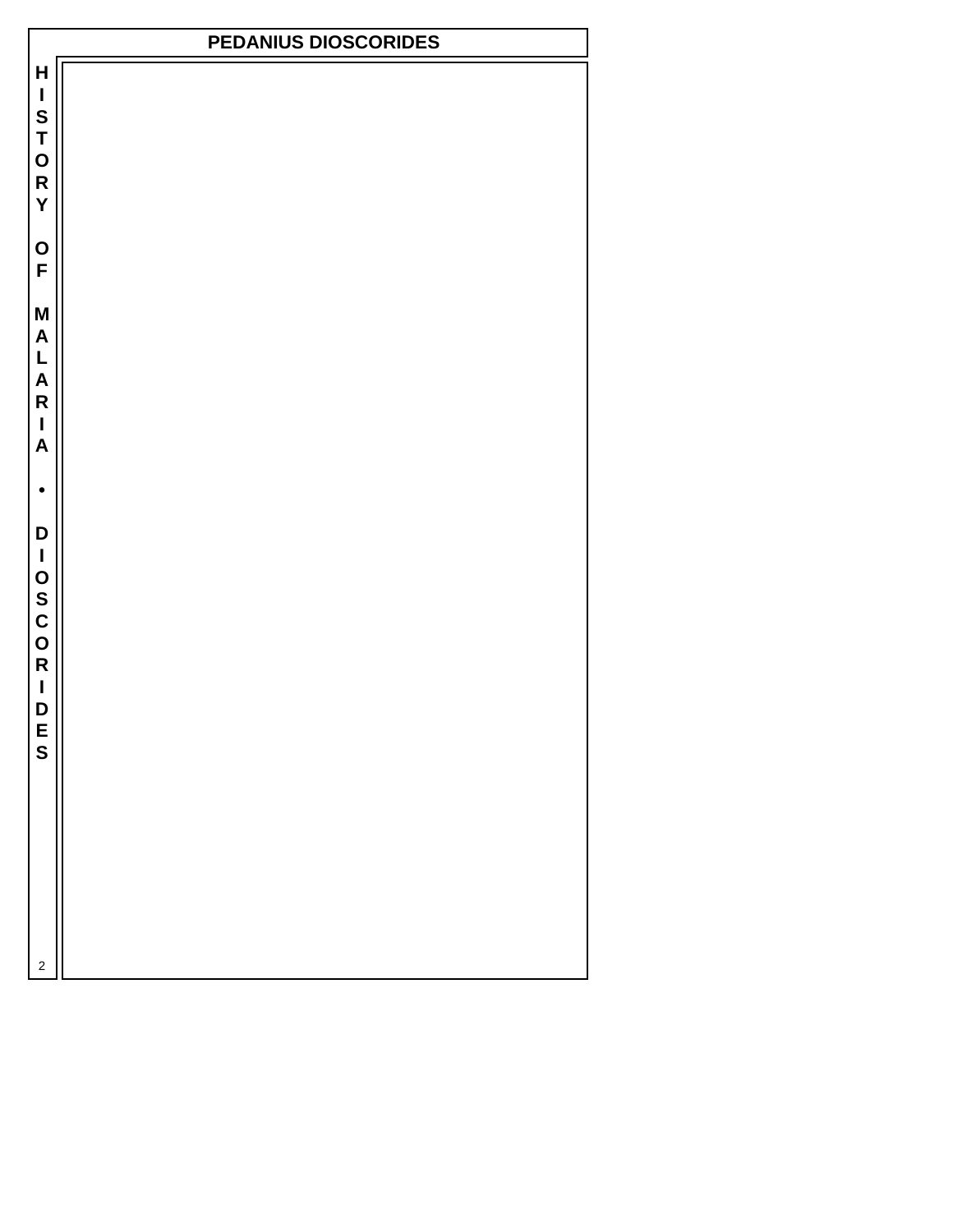# PEDANIUS DIOSCORIDES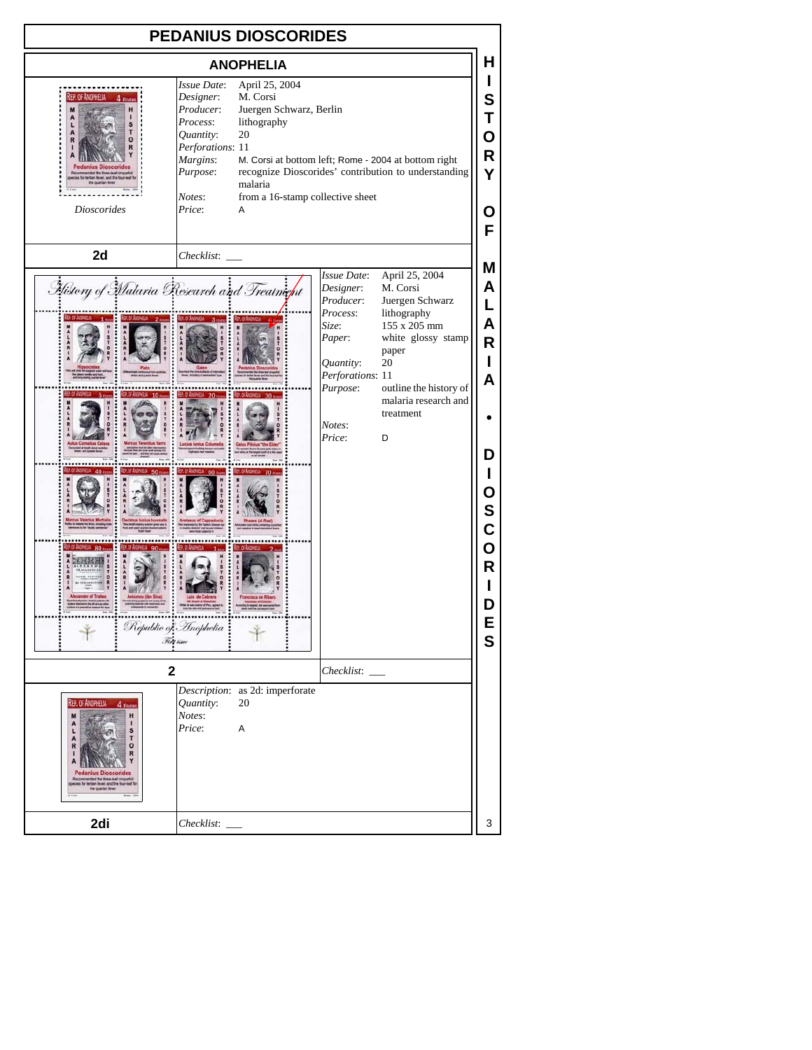# PEDANIUS DIOSCORIDES

## ANOPHELIA

*Dioscorides*

*Issue Date*: April 25, 2004
*Designer*: M. Corsi
*Producer*: Juergen Schwarz, Berlin
*Process*: lithography
*Quantity*: 20
*Perforations*: 11
*Margins*: M. Corsi at bottom left; Rome - 2004 at bottom right
*Purpose*: recognize Dioscorides' contribution to understanding malaria
*Notes*: from a 16-stamp collective sheet
*Price*: A

**2d** *Checklist*: ___

*Issue Date*: April 25, 2004
*Designer*: M. Corsi
*Producer*: Juergen Schwarz
*Process*: lithography
*Size*: 155 x 205 mm
*Paper*: white glossy stamp paper
*Quantity*: 20
*Perforations*: 11
*Purpose*: outline the history of malaria research and treatment
*Notes*:
*Price*: D

**2** *Checklist*: ___

*Description*: as 2d: imperforate
*Quantity*: 20
*Notes*:
*Price*: A

**2di** *Checklist*: ___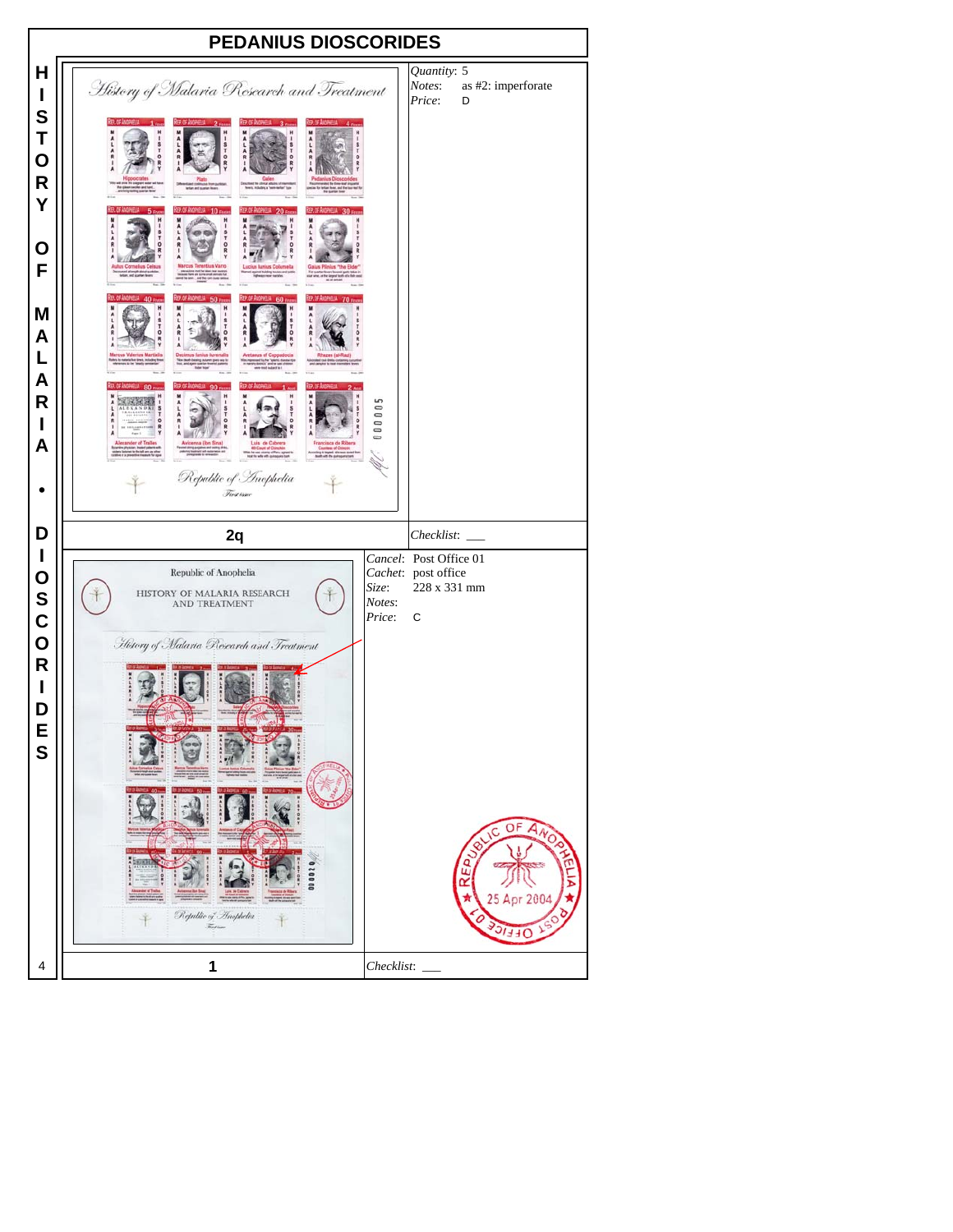# PEDANIUS DIOSCORIDES

HISTORY OF MALARIA • DIOSCORIDES

## 2q

*Quantity*: 5
*Notes*: as #2: imperforate
*Price*: D

*Checklist*: ___

## 1

*Cancel*: Post Office 01
*Cachet*: post office
*Size*: 228 x 331 mm
*Notes*:
*Price*: C

*Checklist*: ___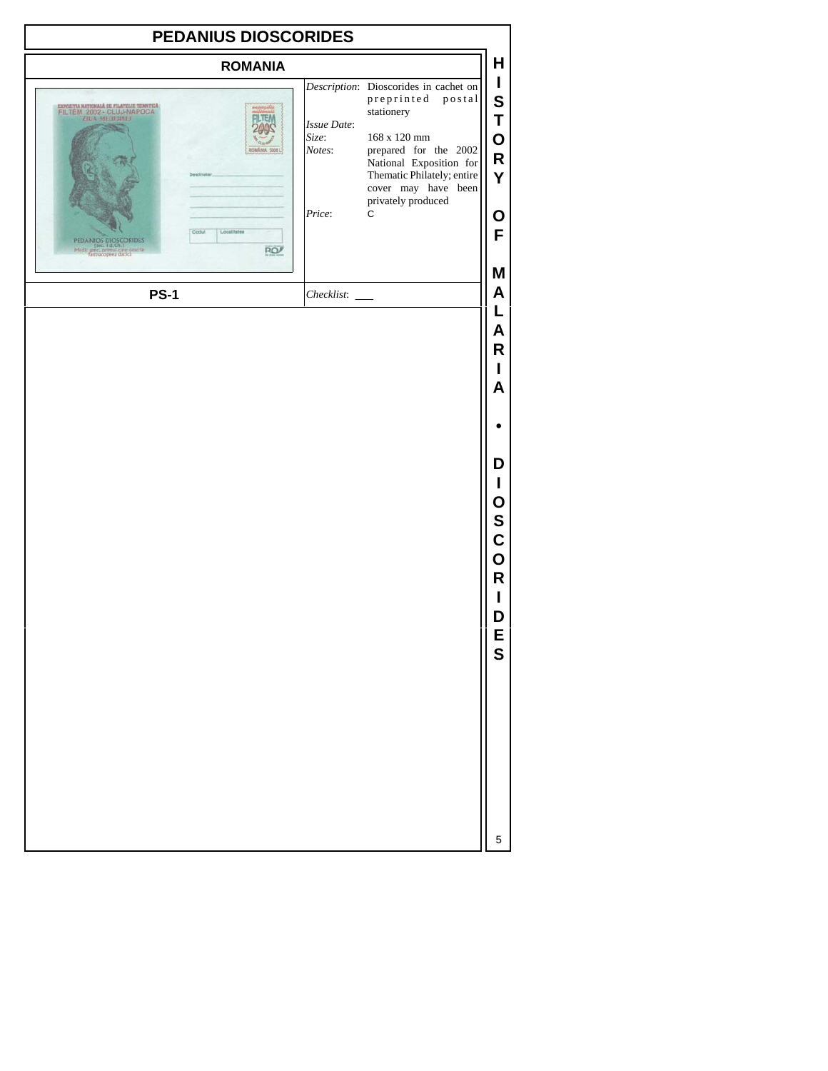# PEDANIUS DIOSCORIDES

## ROMANIA

*Description*: Dioscorides in cachet on preprinted postal stationery

*Issue Date*:

*Size*: 168 x 120 mm

*Notes*: prepared for the 2002 National Exposition for Thematic Philately; entire cover may have been privately produced

*Price*: C

**PS-1**

*Checklist*: ___

HISTORY OF MALARIA • DIOSCORIDES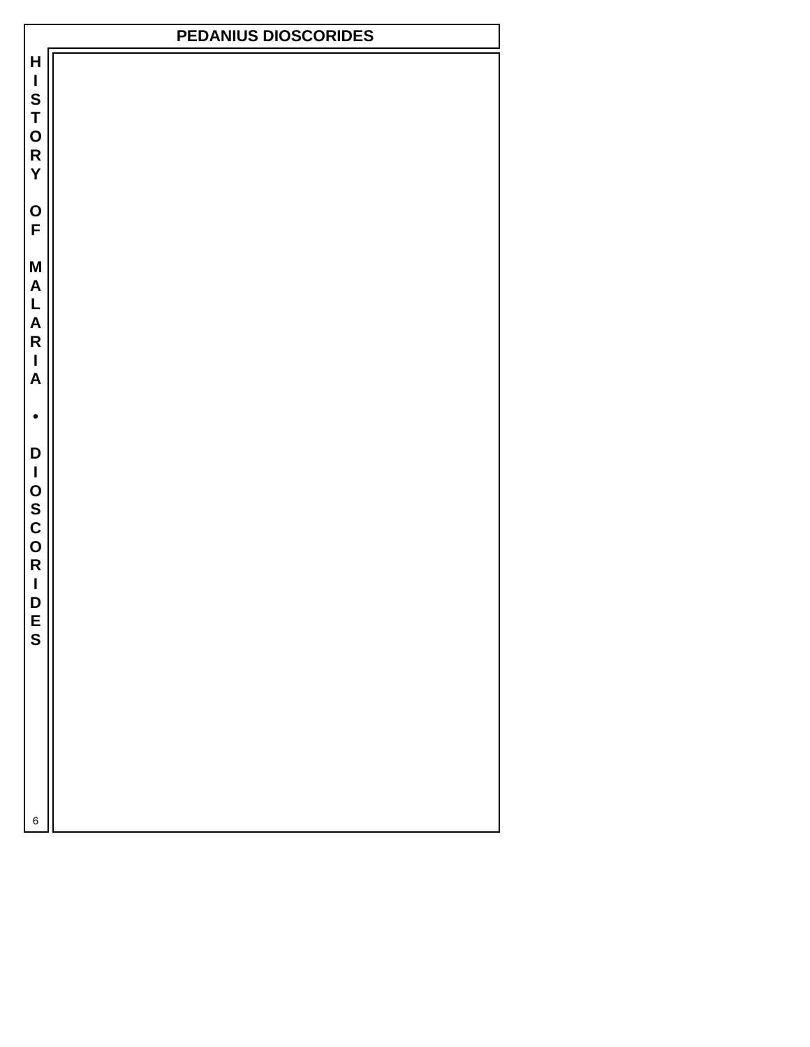# PEDANIUS DIOSCORIDES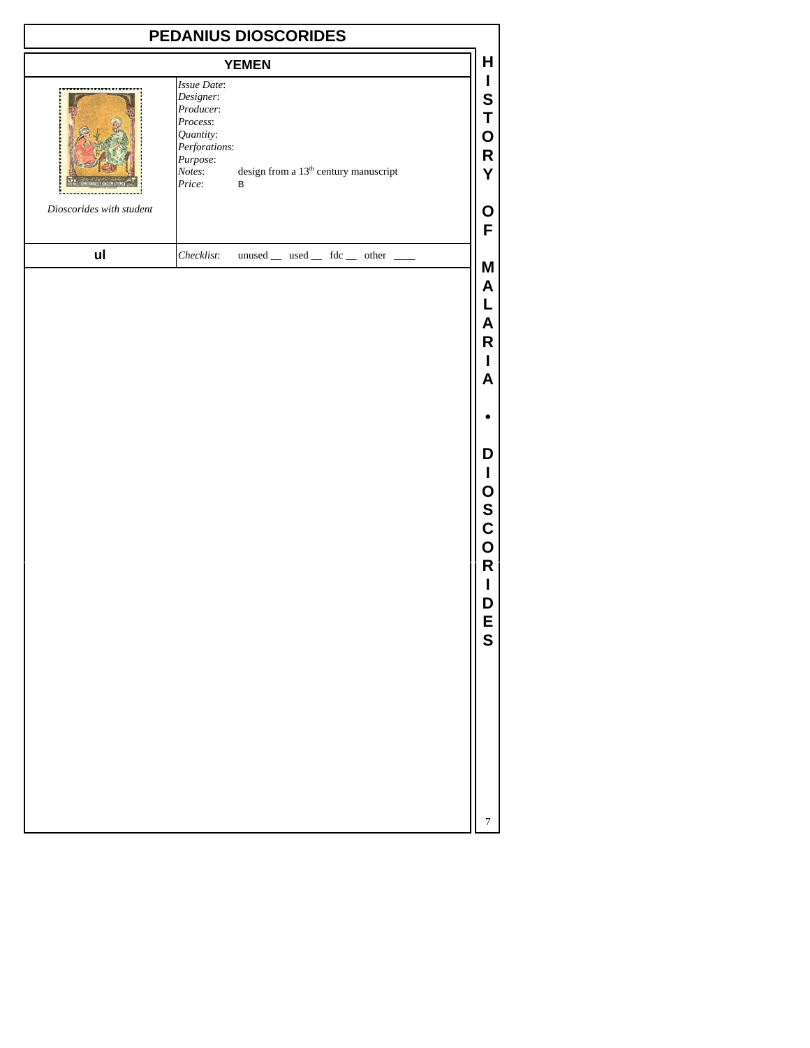# PEDANIUS DIOSCORIDES

## YEMEN

*Dioscorides with student*

*Issue Date*:
*Designer*:
*Producer*:
*Process*:
*Quantity*:
*Perforations*:
*Purpose*:
*Notes*: design from a 13th century manuscript
*Price*: B

**ul**

*Checklist*: unused __ used __ fdc __ other ____

**HISTORY OF MALARIA • DIOSCORIDES**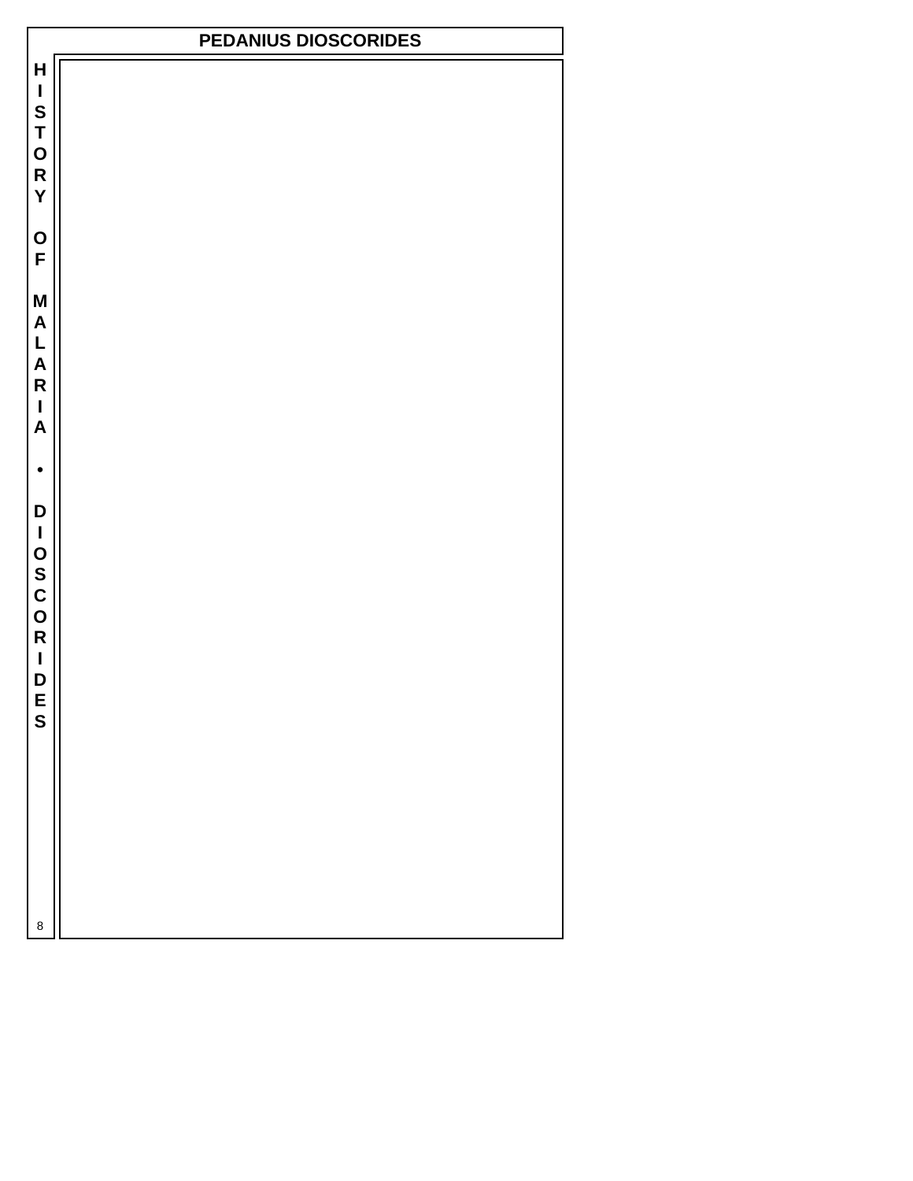# PEDANIUS DIOSCORIDES